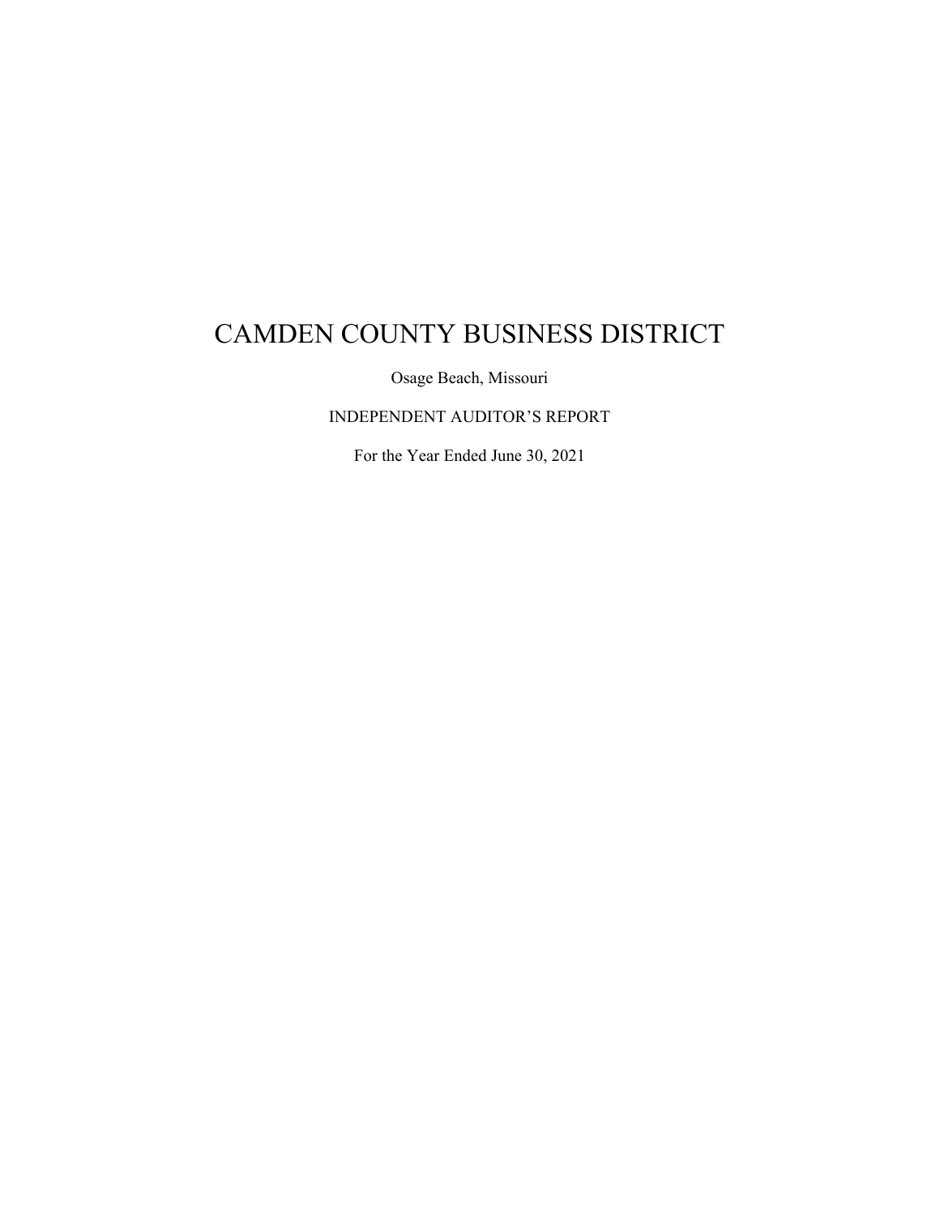# CAMDEN COUNTY BUSINESS DISTRICT

Osage Beach, Missouri

INDEPENDENT AUDITOR'S REPORT

For the Year Ended June 30, 2021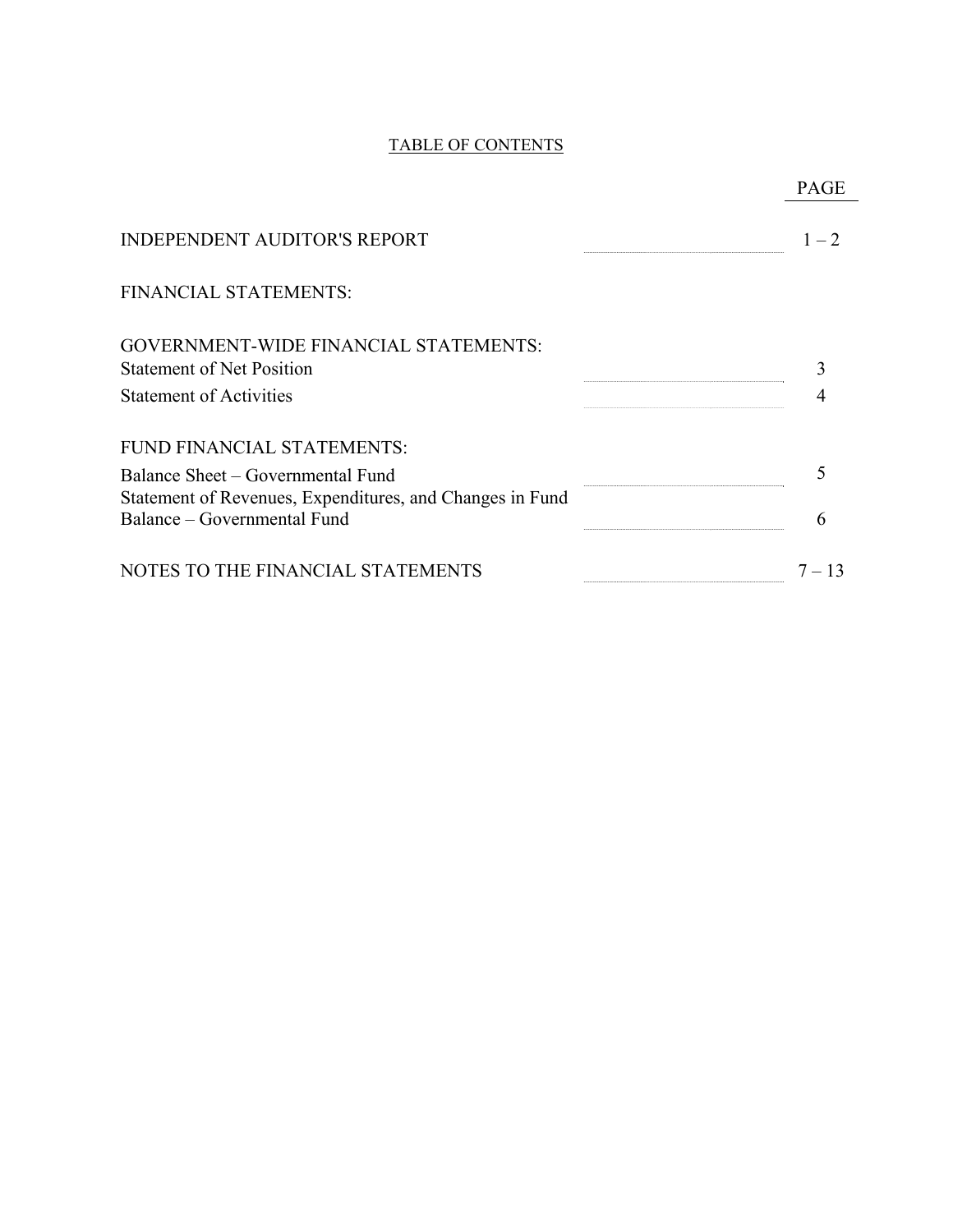## TABLE OF CONTENTS

| | PAGE |
|---|---|
| INDEPENDENT AUDITOR'S REPORT | 1 – 2 |
| FINANCIAL STATEMENTS: | |
| GOVERNMENT-WIDE FINANCIAL STATEMENTS: | |
| Statement of Net Position | 3 |
| Statement of Activities | 4 |
| FUND FINANCIAL STATEMENTS: | |
| Balance Sheet – Governmental Fund | 5 |
| Statement of Revenues, Expenditures, and Changes in Fund Balance – Governmental Fund | 6 |
| NOTES TO THE FINANCIAL STATEMENTS | 7 – 13 |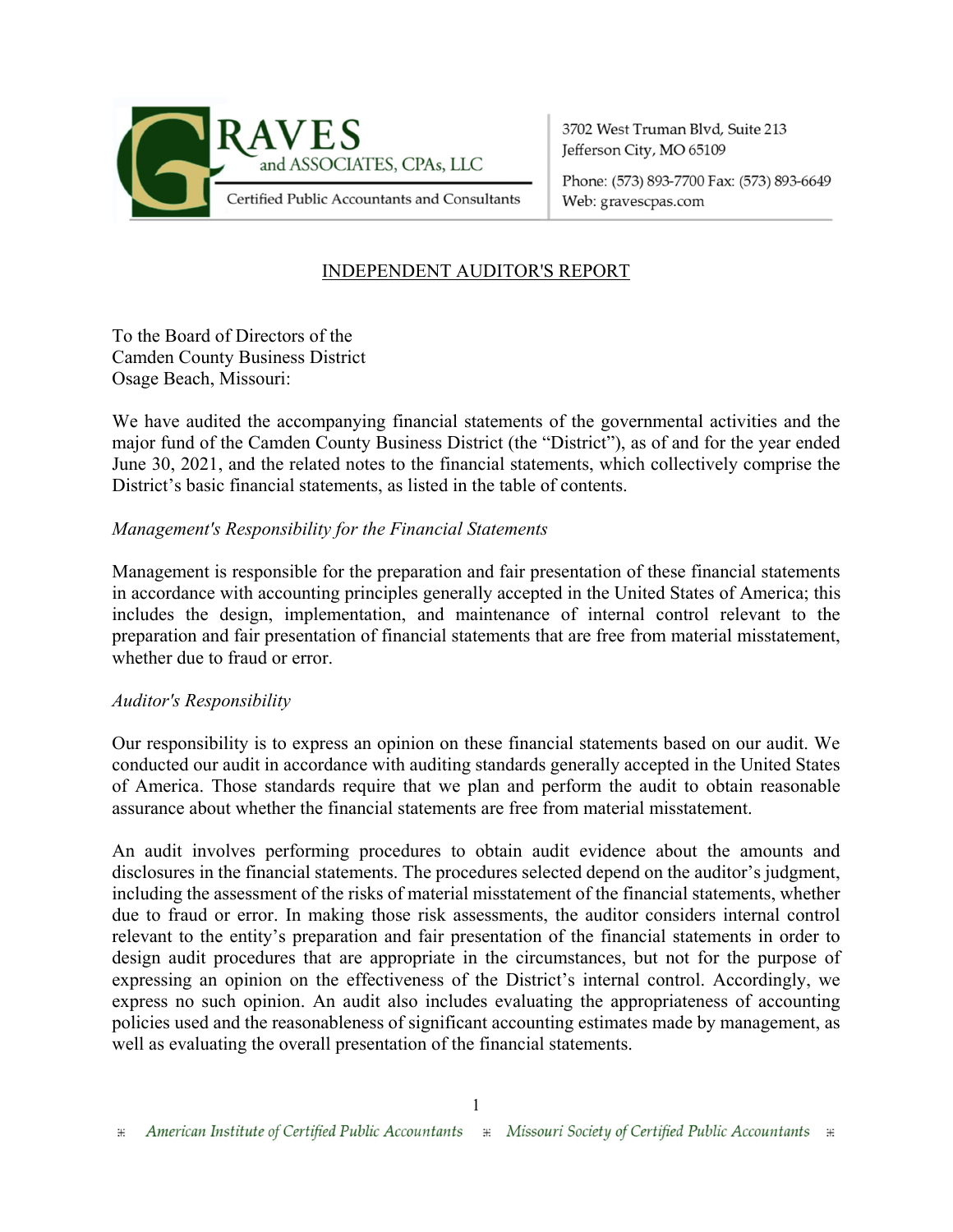GRAVES and ASSOCIATES, CPAs, LLC
Certified Public Accountants and Consultants

3702 West Truman Blvd, Suite 213
Jefferson City, MO 65109

Phone: (573) 893-7700 Fax: (573) 893-6649
Web: gravescpas.com

## INDEPENDENT AUDITOR'S REPORT

To the Board of Directors of the
Camden County Business District
Osage Beach, Missouri:

We have audited the accompanying financial statements of the governmental activities and the major fund of the Camden County Business District (the "District"), as of and for the year ended June 30, 2021, and the related notes to the financial statements, which collectively comprise the District's basic financial statements, as listed in the table of contents.

*Management's Responsibility for the Financial Statements*

Management is responsible for the preparation and fair presentation of these financial statements in accordance with accounting principles generally accepted in the United States of America; this includes the design, implementation, and maintenance of internal control relevant to the preparation and fair presentation of financial statements that are free from material misstatement, whether due to fraud or error.

*Auditor's Responsibility*

Our responsibility is to express an opinion on these financial statements based on our audit. We conducted our audit in accordance with auditing standards generally accepted in the United States of America. Those standards require that we plan and perform the audit to obtain reasonable assurance about whether the financial statements are free from material misstatement.

An audit involves performing procedures to obtain audit evidence about the amounts and disclosures in the financial statements. The procedures selected depend on the auditor's judgment, including the assessment of the risks of material misstatement of the financial statements, whether due to fraud or error. In making those risk assessments, the auditor considers internal control relevant to the entity's preparation and fair presentation of the financial statements in order to design audit procedures that are appropriate in the circumstances, but not for the purpose of expressing an opinion on the effectiveness of the District's internal control. Accordingly, we express no such opinion. An audit also includes evaluating the appropriateness of accounting policies used and the reasonableness of significant accounting estimates made by management, as well as evaluating the overall presentation of the financial statements.

*American Institute of Certified Public Accountants* ⁜ *Missouri Society of Certified Public Accountants*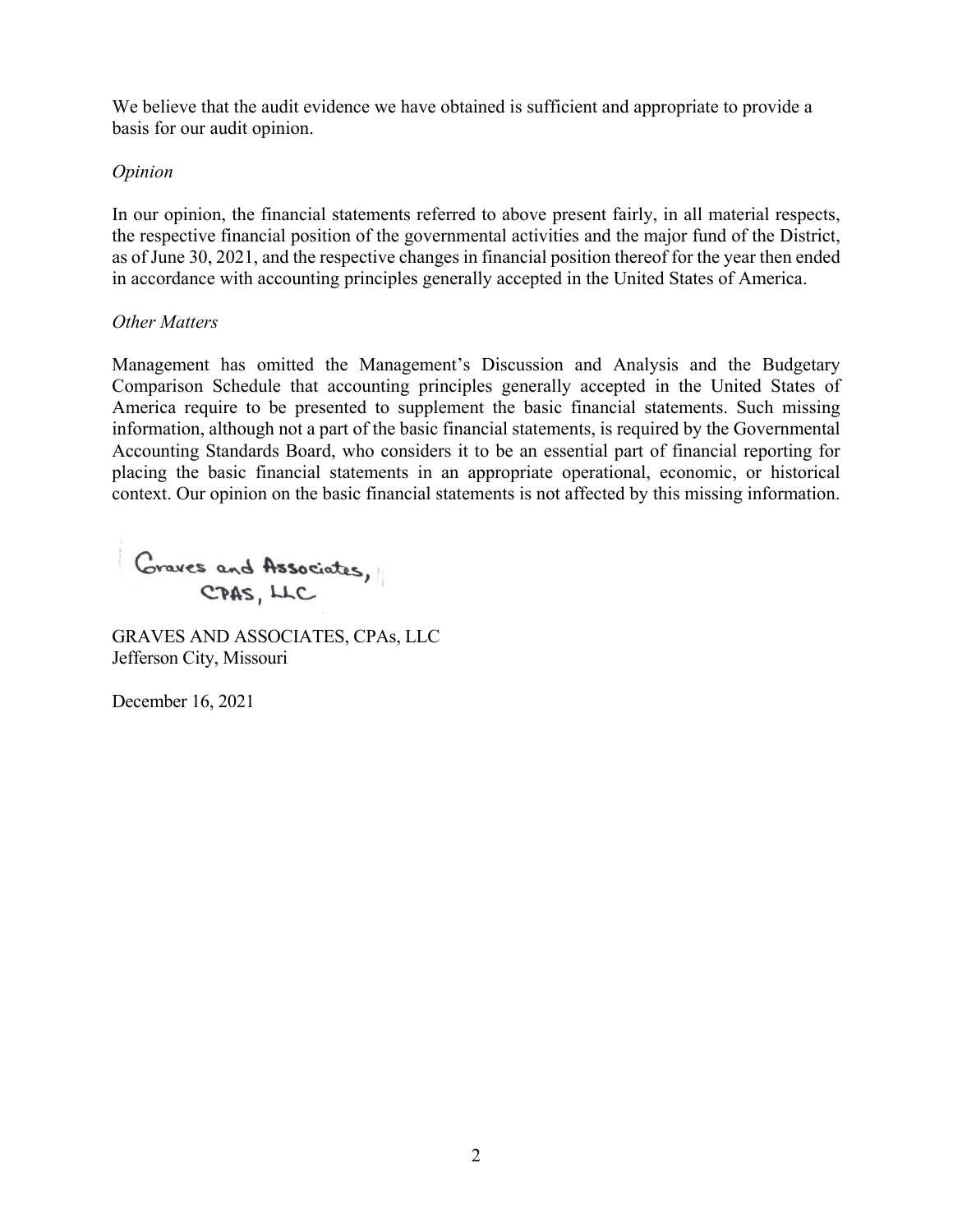We believe that the audit evidence we have obtained is sufficient and appropriate to provide a basis for our audit opinion.

*Opinion*

In our opinion, the financial statements referred to above present fairly, in all material respects, the respective financial position of the governmental activities and the major fund of the District, as of June 30, 2021, and the respective changes in financial position thereof for the year then ended in accordance with accounting principles generally accepted in the United States of America.

*Other Matters*

Management has omitted the Management's Discussion and Analysis and the Budgetary Comparison Schedule that accounting principles generally accepted in the United States of America require to be presented to supplement the basic financial statements. Such missing information, although not a part of the basic financial statements, is required by the Governmental Accounting Standards Board, who considers it to be an essential part of financial reporting for placing the basic financial statements in an appropriate operational, economic, or historical context. Our opinion on the basic financial statements is not affected by this missing information.

Graves and Associates, CPAS, LLC

GRAVES AND ASSOCIATES, CPAs, LLC
Jefferson City, Missouri

December 16, 2021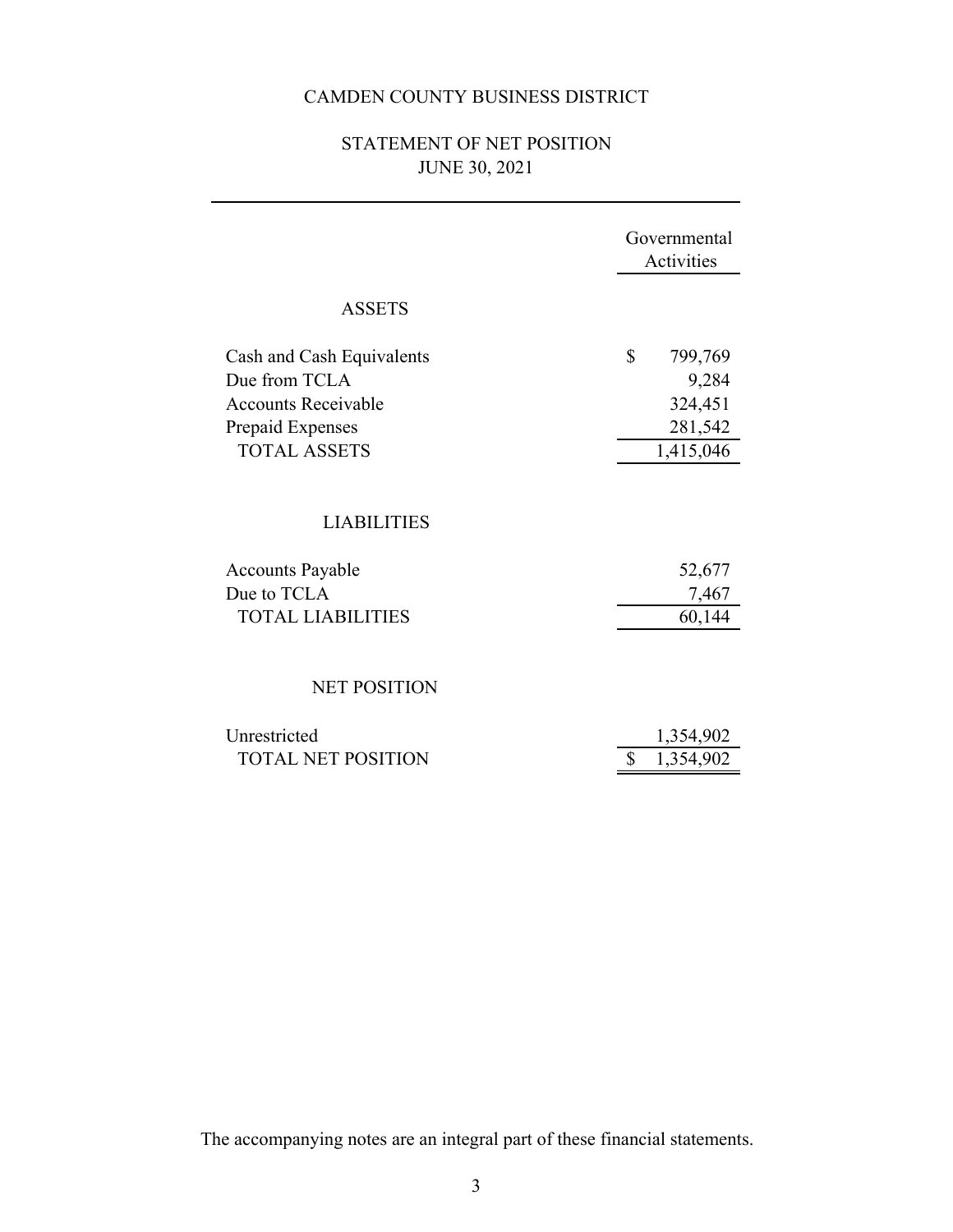# CAMDEN COUNTY BUSINESS DISTRICT

## STATEMENT OF NET POSITION
## JUNE 30, 2021

| | Governmental Activities |
|---|---|
| **ASSETS** | |
| Cash and Cash Equivalents | $ 799,769 |
| Due from TCLA | 9,284 |
| Accounts Receivable | 324,451 |
| Prepaid Expenses | 281,542 |
| TOTAL ASSETS | 1,415,046 |
| **LIABILITIES** | |
| Accounts Payable | 52,677 |
| Due to TCLA | 7,467 |
| TOTAL LIABILITIES | 60,144 |
| **NET POSITION** | |
| Unrestricted | 1,354,902 |
| TOTAL NET POSITION | $ 1,354,902 |

The accompanying notes are an integral part of these financial statements.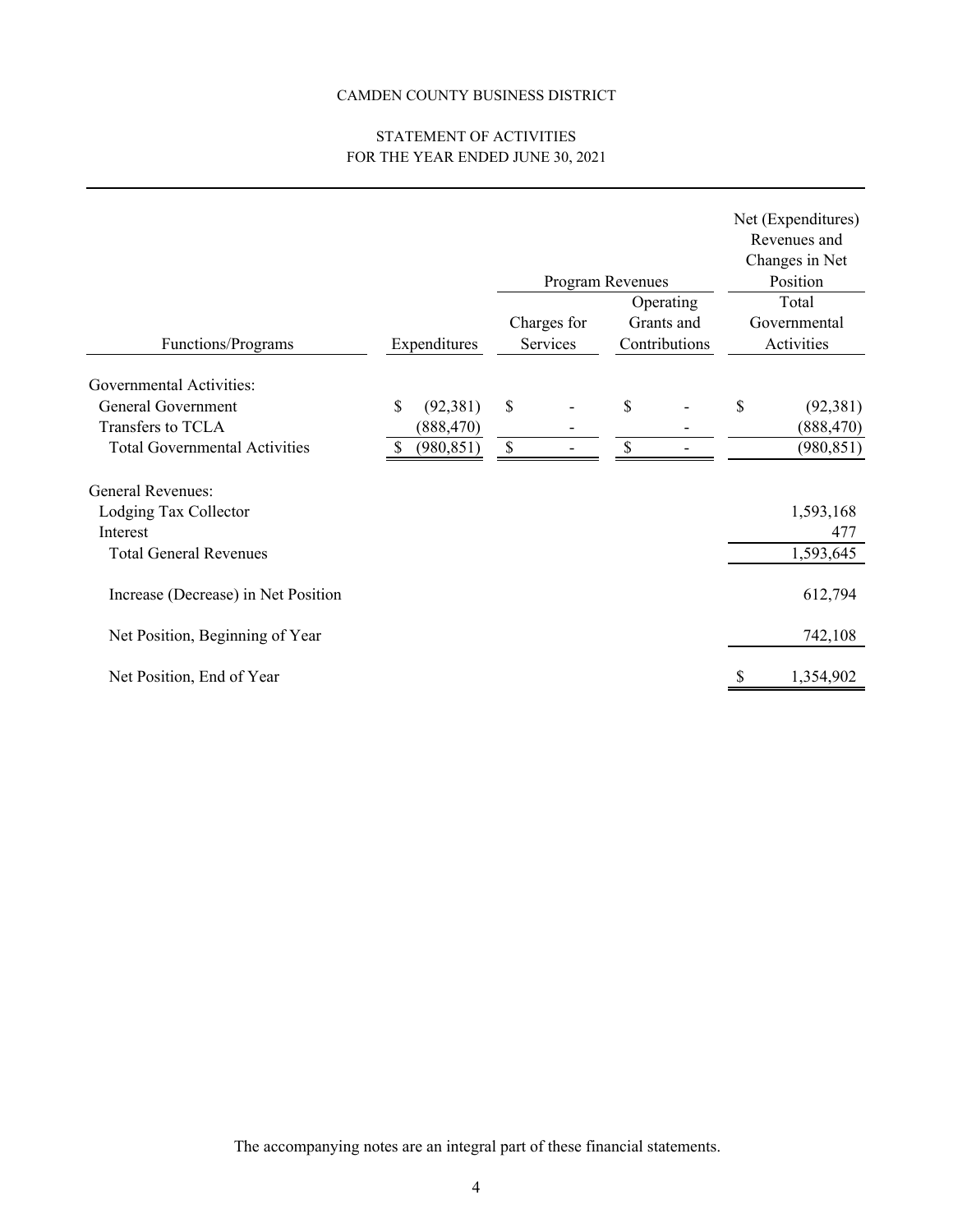CAMDEN COUNTY BUSINESS DISTRICT

STATEMENT OF ACTIVITIES
FOR THE YEAR ENDED JUNE 30, 2021

| | | Program Revenues | | Net (Expenditures) Revenues and Changes in Net Position |
|---|---|---|---|---|
| Functions/Programs | Expenditures | Charges for Services | Operating Grants and Contributions | Total Governmental Activities |
| Governmental Activities: | | | | |
| General Government | $ (92,381) | $ - | $ - | $ (92,381) |
| Transfers to TCLA | (888,470) | - | - | (888,470) |
| Total Governmental Activities | $ (980,851) | $ - | $ - | (980,851) |
| General Revenues: | | | | |
| Lodging Tax Collector | | | | 1,593,168 |
| Interest | | | | 477 |
| Total General Revenues | | | | 1,593,645 |
| Increase (Decrease) in Net Position | | | | 612,794 |
| Net Position, Beginning of Year | | | | 742,108 |
| Net Position, End of Year | | | | $ 1,354,902 |

The accompanying notes are an integral part of these financial statements.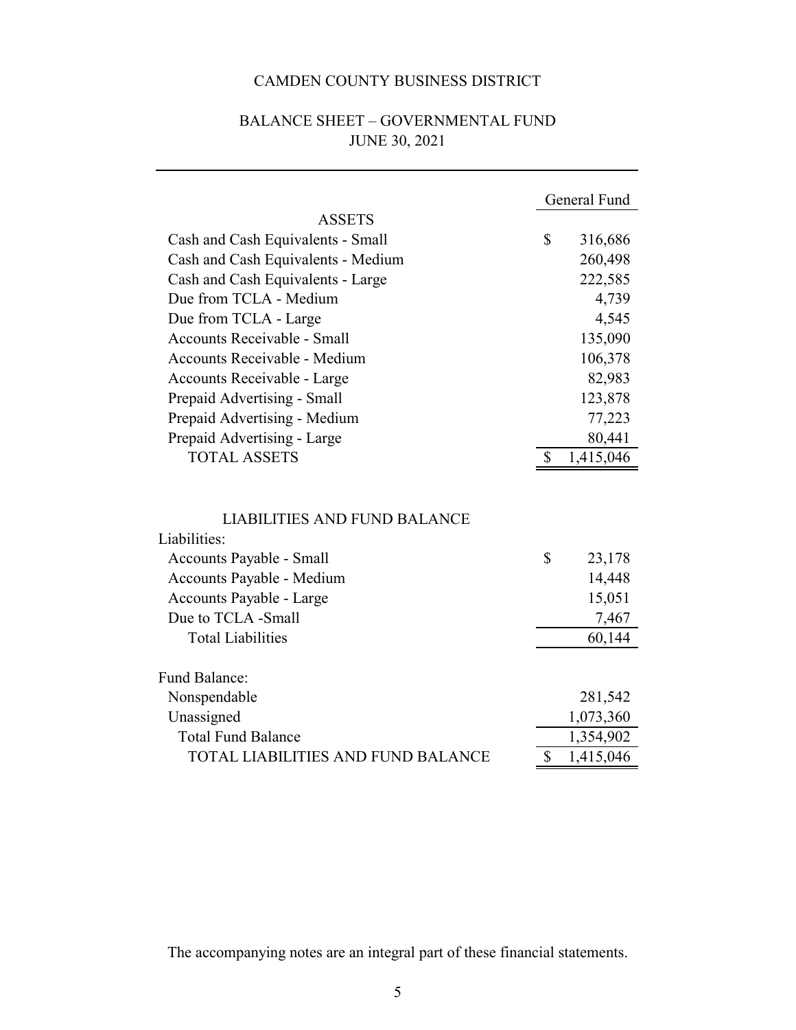# CAMDEN COUNTY BUSINESS DISTRICT

## BALANCE SHEET – GOVERNMENTAL FUND
## JUNE 30, 2021

| | General Fund |
|---|---|
| **ASSETS** | |
| Cash and Cash Equivalents - Small | $ 316,686 |
| Cash and Cash Equivalents - Medium | 260,498 |
| Cash and Cash Equivalents - Large | 222,585 |
| Due from TCLA - Medium | 4,739 |
| Due from TCLA - Large | 4,545 |
| Accounts Receivable - Small | 135,090 |
| Accounts Receivable - Medium | 106,378 |
| Accounts Receivable - Large | 82,983 |
| Prepaid Advertising - Small | 123,878 |
| Prepaid Advertising - Medium | 77,223 |
| Prepaid Advertising - Large | 80,441 |
| TOTAL ASSETS | $ 1,415,046 |
| | |
| **LIABILITIES AND FUND BALANCE** | |
| Liabilities: | |
| Accounts Payable - Small | $ 23,178 |
| Accounts Payable - Medium | 14,448 |
| Accounts Payable - Large | 15,051 |
| Due to TCLA -Small | 7,467 |
| Total Liabilities | 60,144 |
| | |
| Fund Balance: | |
| Nonspendable | 281,542 |
| Unassigned | 1,073,360 |
| Total Fund Balance | 1,354,902 |
| TOTAL LIABILITIES AND FUND BALANCE | $ 1,415,046 |

The accompanying notes are an integral part of these financial statements.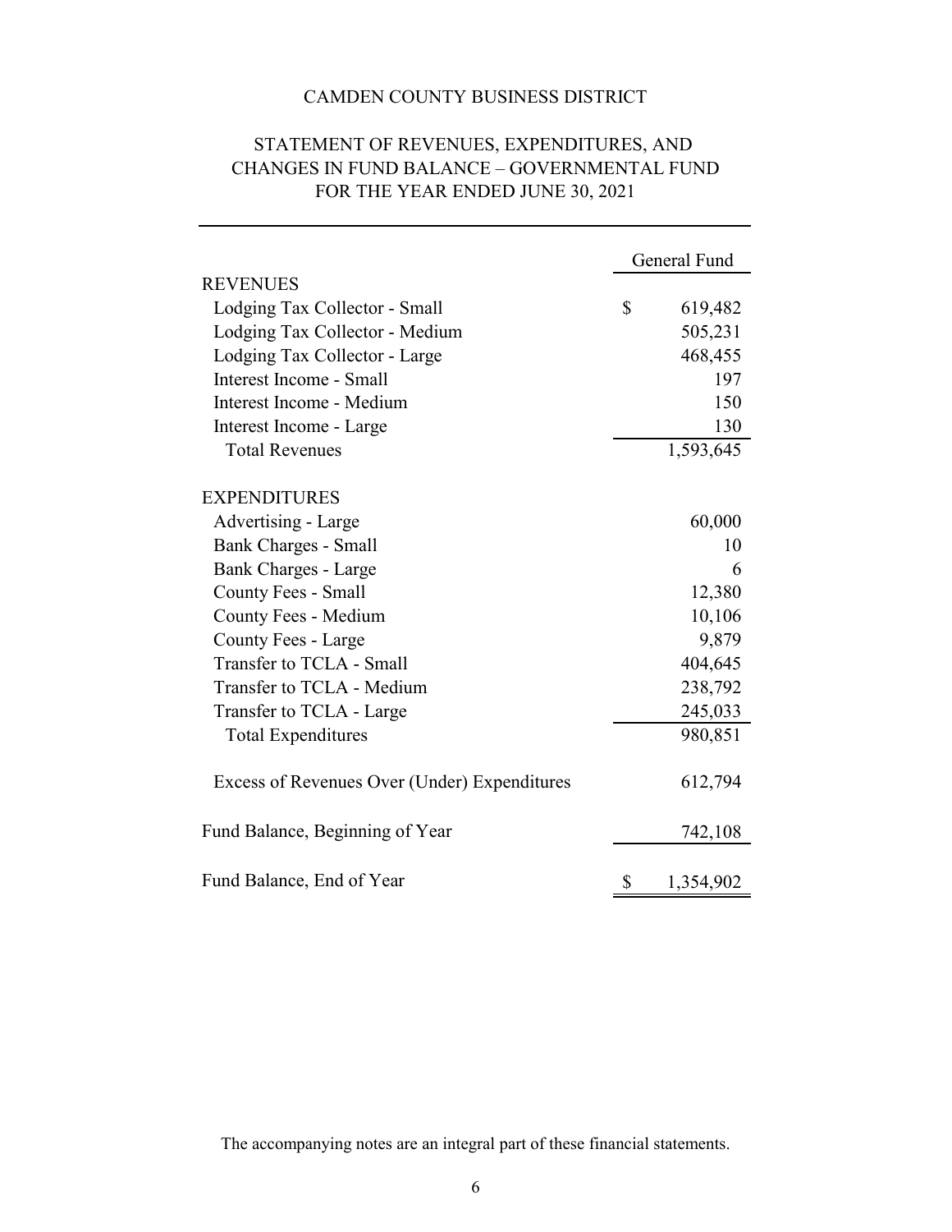# CAMDEN COUNTY BUSINESS DISTRICT

## STATEMENT OF REVENUES, EXPENDITURES, AND CHANGES IN FUND BALANCE – GOVERNMENTAL FUND FOR THE YEAR ENDED JUNE 30, 2021

| | General Fund |
|---|---|
| **REVENUES** | |
| Lodging Tax Collector - Small | $ 619,482 |
| Lodging Tax Collector - Medium | 505,231 |
| Lodging Tax Collector - Large | 468,455 |
| Interest Income - Small | 197 |
| Interest Income - Medium | 150 |
| Interest Income - Large | 130 |
| Total Revenues | 1,593,645 |
| **EXPENDITURES** | |
| Advertising - Large | 60,000 |
| Bank Charges - Small | 10 |
| Bank Charges - Large | 6 |
| County Fees - Small | 12,380 |
| County Fees - Medium | 10,106 |
| County Fees - Large | 9,879 |
| Transfer to TCLA - Small | 404,645 |
| Transfer to TCLA - Medium | 238,792 |
| Transfer to TCLA - Large | 245,033 |
| Total Expenditures | 980,851 |
| Excess of Revenues Over (Under) Expenditures | 612,794 |
| Fund Balance, Beginning of Year | 742,108 |
| Fund Balance, End of Year | $ 1,354,902 |

The accompanying notes are an integral part of these financial statements.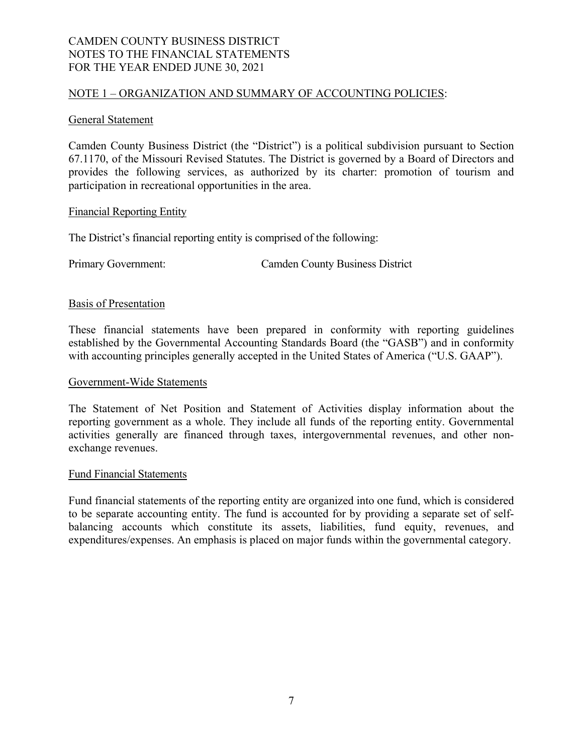CAMDEN COUNTY BUSINESS DISTRICT
NOTES TO THE FINANCIAL STATEMENTS
FOR THE YEAR ENDED JUNE 30, 2021

## NOTE 1 – ORGANIZATION AND SUMMARY OF ACCOUNTING POLICIES:

### General Statement

Camden County Business District (the "District") is a political subdivision pursuant to Section 67.1170, of the Missouri Revised Statutes. The District is governed by a Board of Directors and provides the following services, as authorized by its charter: promotion of tourism and participation in recreational opportunities in the area.

### Financial Reporting Entity

The District's financial reporting entity is comprised of the following:

Primary Government: Camden County Business District

### Basis of Presentation

These financial statements have been prepared in conformity with reporting guidelines established by the Governmental Accounting Standards Board (the "GASB") and in conformity with accounting principles generally accepted in the United States of America ("U.S. GAAP").

### Government-Wide Statements

The Statement of Net Position and Statement of Activities display information about the reporting government as a whole. They include all funds of the reporting entity. Governmental activities generally are financed through taxes, intergovernmental revenues, and other non-exchange revenues.

### Fund Financial Statements

Fund financial statements of the reporting entity are organized into one fund, which is considered to be separate accounting entity. The fund is accounted for by providing a separate set of self-balancing accounts which constitute its assets, liabilities, fund equity, revenues, and expenditures/expenses. An emphasis is placed on major funds within the governmental category.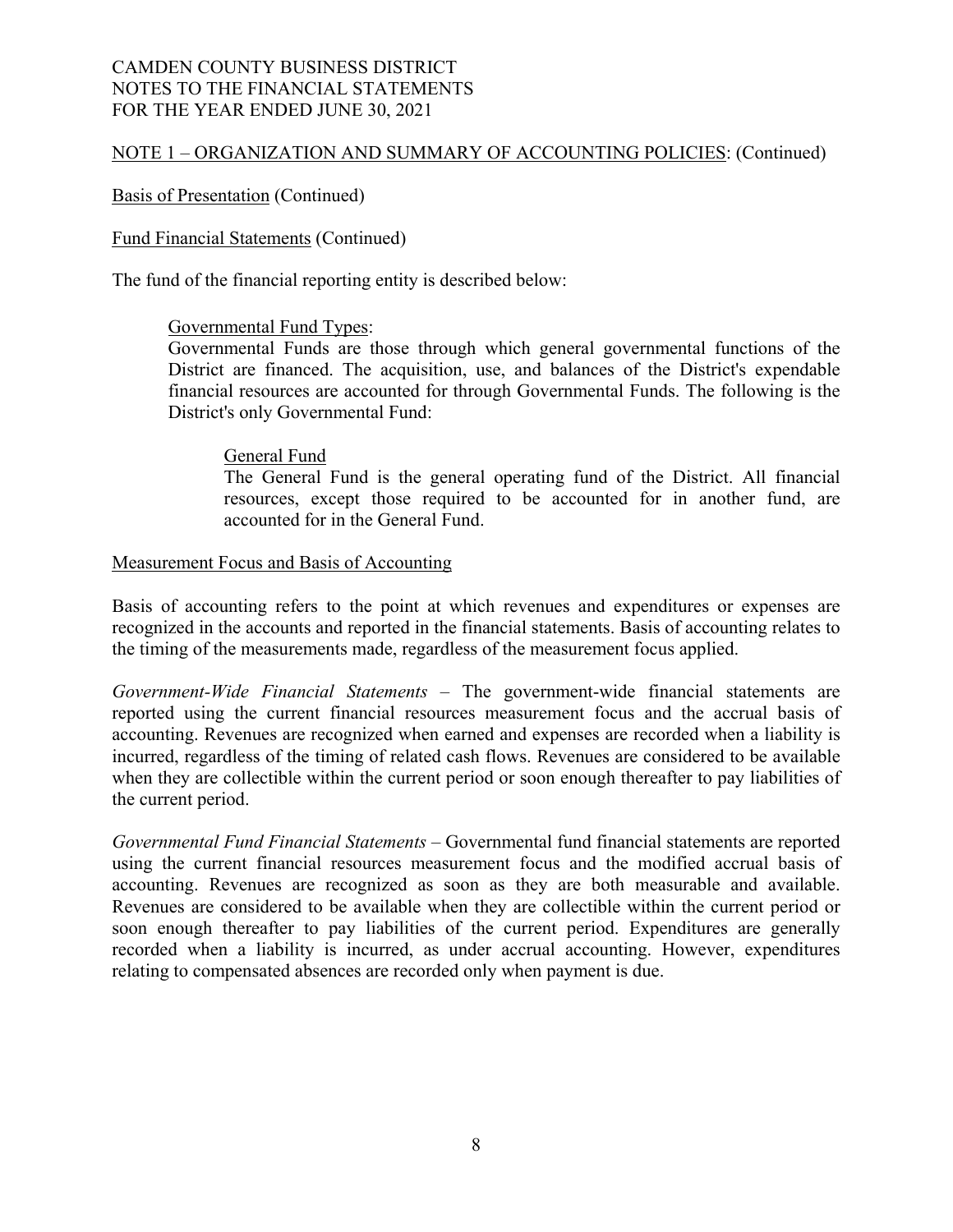## NOTE 1 – ORGANIZATION AND SUMMARY OF ACCOUNTING POLICIES: (Continued)

### Basis of Presentation (Continued)

### Fund Financial Statements (Continued)

The fund of the financial reporting entity is described below:

Governmental Fund Types:
Governmental Funds are those through which general governmental functions of the District are financed. The acquisition, use, and balances of the District's expendable financial resources are accounted for through Governmental Funds. The following is the District's only Governmental Fund:

General Fund
The General Fund is the general operating fund of the District. All financial resources, except those required to be accounted for in another fund, are accounted for in the General Fund.

### Measurement Focus and Basis of Accounting

Basis of accounting refers to the point at which revenues and expenditures or expenses are recognized in the accounts and reported in the financial statements. Basis of accounting relates to the timing of the measurements made, regardless of the measurement focus applied.

*Government-Wide Financial Statements* – The government-wide financial statements are reported using the current financial resources measurement focus and the accrual basis of accounting. Revenues are recognized when earned and expenses are recorded when a liability is incurred, regardless of the timing of related cash flows. Revenues are considered to be available when they are collectible within the current period or soon enough thereafter to pay liabilities of the current period.

*Governmental Fund Financial Statements* – Governmental fund financial statements are reported using the current financial resources measurement focus and the modified accrual basis of accounting. Revenues are recognized as soon as they are both measurable and available. Revenues are considered to be available when they are collectible within the current period or soon enough thereafter to pay liabilities of the current period. Expenditures are generally recorded when a liability is incurred, as under accrual accounting. However, expenditures relating to compensated absences are recorded only when payment is due.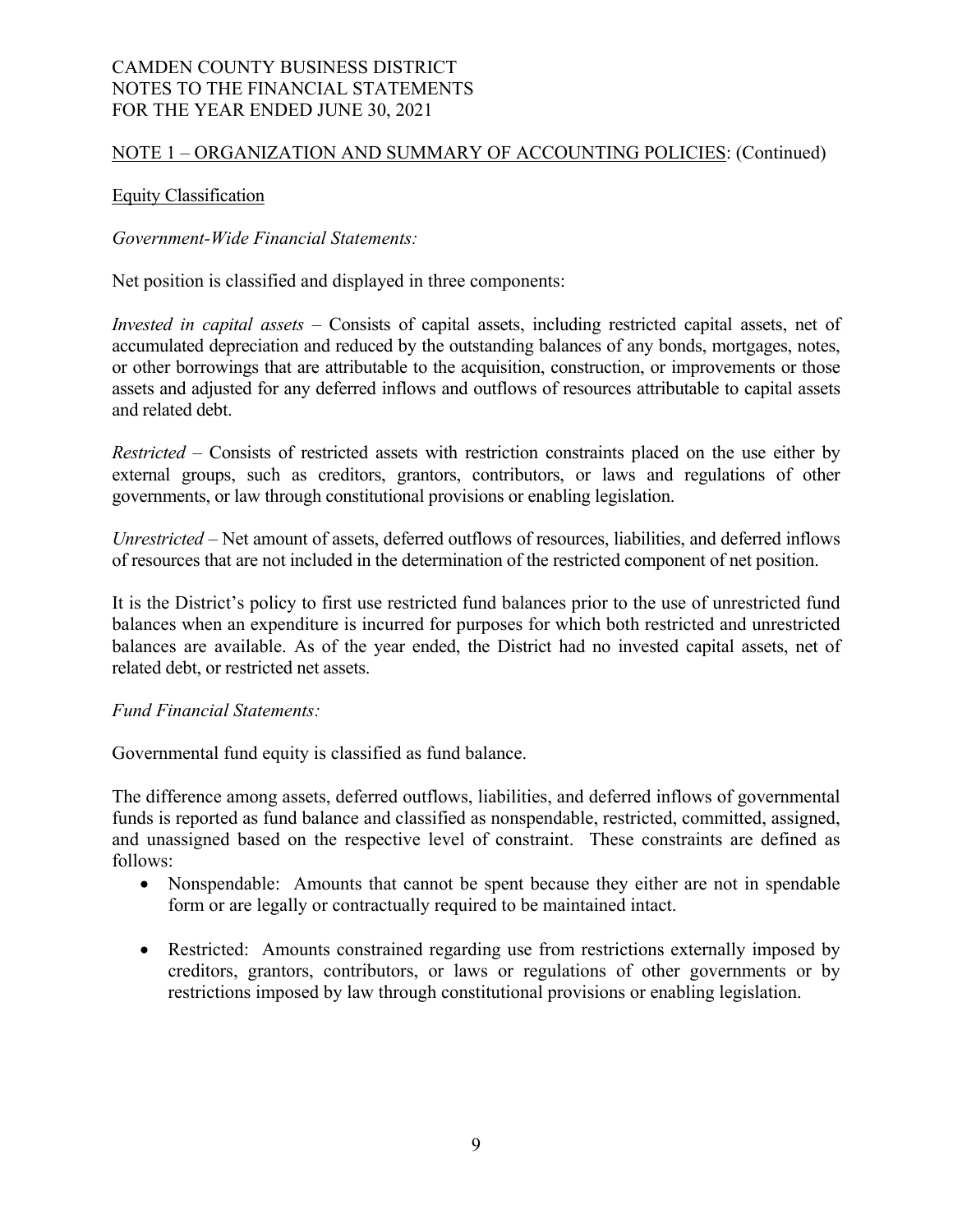## NOTE 1 – ORGANIZATION AND SUMMARY OF ACCOUNTING POLICIES: (Continued)

### Equity Classification

*Government-Wide Financial Statements:*

Net position is classified and displayed in three components:

*Invested in capital assets* – Consists of capital assets, including restricted capital assets, net of accumulated depreciation and reduced by the outstanding balances of any bonds, mortgages, notes, or other borrowings that are attributable to the acquisition, construction, or improvements or those assets and adjusted for any deferred inflows and outflows of resources attributable to capital assets and related debt.

*Restricted* – Consists of restricted assets with restriction constraints placed on the use either by external groups, such as creditors, grantors, contributors, or laws and regulations of other governments, or law through constitutional provisions or enabling legislation.

*Unrestricted* – Net amount of assets, deferred outflows of resources, liabilities, and deferred inflows of resources that are not included in the determination of the restricted component of net position.

It is the District's policy to first use restricted fund balances prior to the use of unrestricted fund balances when an expenditure is incurred for purposes for which both restricted and unrestricted balances are available. As of the year ended, the District had no invested capital assets, net of related debt, or restricted net assets.

*Fund Financial Statements:*

Governmental fund equity is classified as fund balance.

The difference among assets, deferred outflows, liabilities, and deferred inflows of governmental funds is reported as fund balance and classified as nonspendable, restricted, committed, assigned, and unassigned based on the respective level of constraint. These constraints are defined as follows:

- Nonspendable: Amounts that cannot be spent because they either are not in spendable form or are legally or contractually required to be maintained intact.

- Restricted: Amounts constrained regarding use from restrictions externally imposed by creditors, grantors, contributors, or laws or regulations of other governments or by restrictions imposed by law through constitutional provisions or enabling legislation.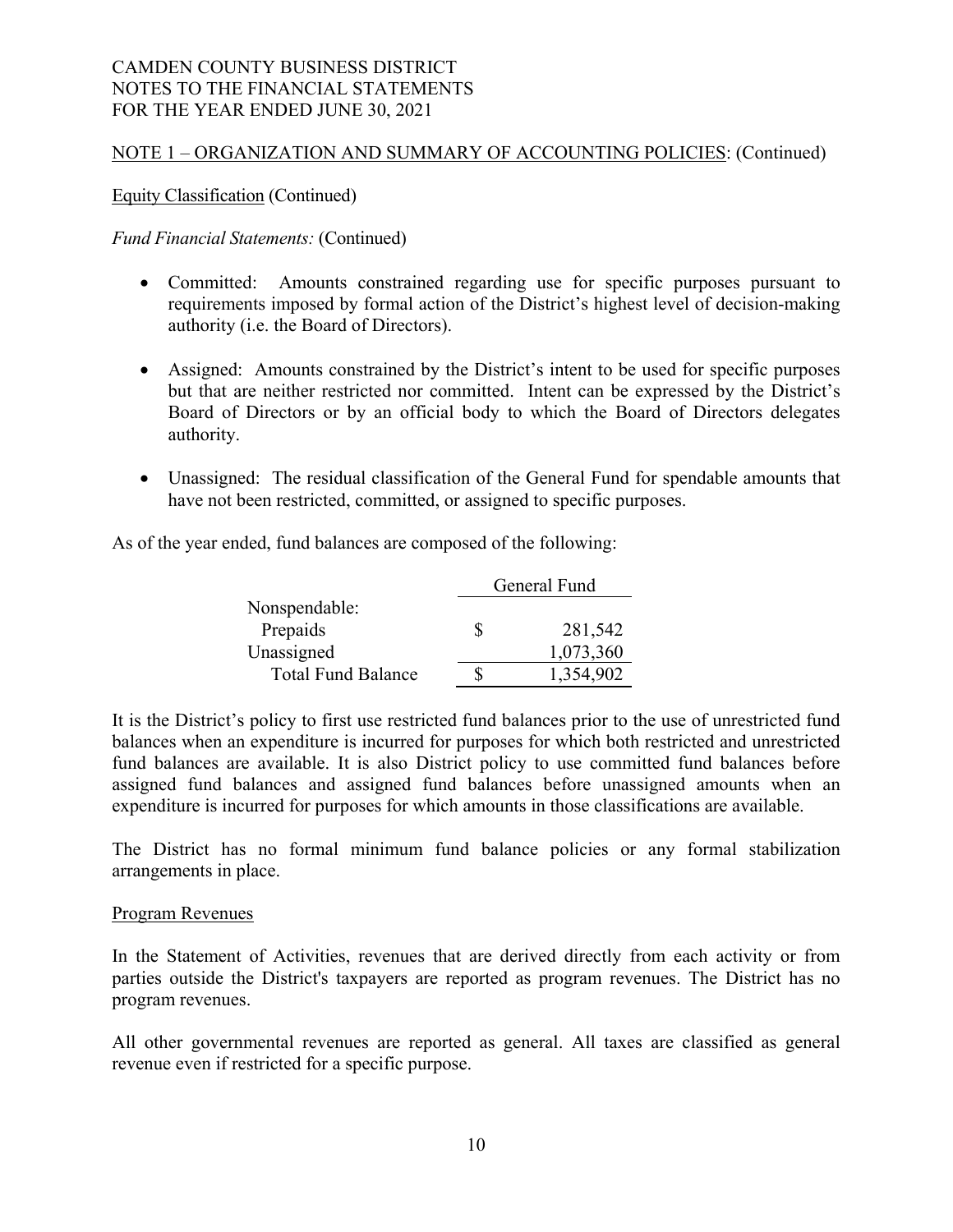CAMDEN COUNTY BUSINESS DISTRICT
NOTES TO THE FINANCIAL STATEMENTS
FOR THE YEAR ENDED JUNE 30, 2021

## NOTE 1 – ORGANIZATION AND SUMMARY OF ACCOUNTING POLICIES: (Continued)

### Equity Classification (Continued)

*Fund Financial Statements:* (Continued)

- Committed: Amounts constrained regarding use for specific purposes pursuant to requirements imposed by formal action of the District's highest level of decision-making authority (i.e. the Board of Directors).
- Assigned: Amounts constrained by the District's intent to be used for specific purposes but that are neither restricted nor committed. Intent can be expressed by the District's Board of Directors or by an official body to which the Board of Directors delegates authority.
- Unassigned: The residual classification of the General Fund for spendable amounts that have not been restricted, committed, or assigned to specific purposes.

As of the year ended, fund balances are composed of the following:

| | General Fund |
|---|---|
| Nonspendable: | |
| Prepaids | $ 281,542 |
| Unassigned | 1,073,360 |
| Total Fund Balance | $ 1,354,902 |

It is the District's policy to first use restricted fund balances prior to the use of unrestricted fund balances when an expenditure is incurred for purposes for which both restricted and unrestricted fund balances are available. It is also District policy to use committed fund balances before assigned fund balances and assigned fund balances before unassigned amounts when an expenditure is incurred for purposes for which amounts in those classifications are available.

The District has no formal minimum fund balance policies or any formal stabilization arrangements in place.

### Program Revenues

In the Statement of Activities, revenues that are derived directly from each activity or from parties outside the District's taxpayers are reported as program revenues. The District has no program revenues.

All other governmental revenues are reported as general. All taxes are classified as general revenue even if restricted for a specific purpose.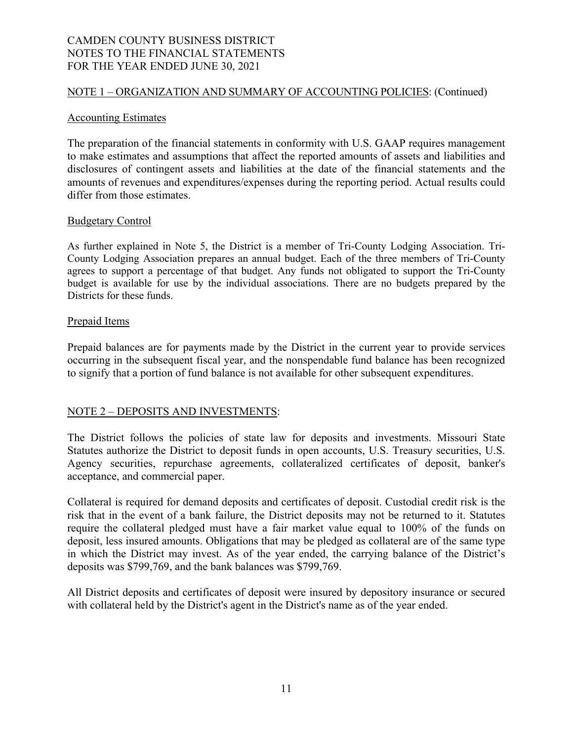CAMDEN COUNTY BUSINESS DISTRICT
NOTES TO THE FINANCIAL STATEMENTS
FOR THE YEAR ENDED JUNE 30, 2021

## NOTE 1 – ORGANIZATION AND SUMMARY OF ACCOUNTING POLICIES: (Continued)

### Accounting Estimates

The preparation of the financial statements in conformity with U.S. GAAP requires management to make estimates and assumptions that affect the reported amounts of assets and liabilities and disclosures of contingent assets and liabilities at the date of the financial statements and the amounts of revenues and expenditures/expenses during the reporting period. Actual results could differ from those estimates.

### Budgetary Control

As further explained in Note 5, the District is a member of Tri-County Lodging Association. Tri-County Lodging Association prepares an annual budget. Each of the three members of Tri-County agrees to support a percentage of that budget. Any funds not obligated to support the Tri-County budget is available for use by the individual associations. There are no budgets prepared by the Districts for these funds.

### Prepaid Items

Prepaid balances are for payments made by the District in the current year to provide services occurring in the subsequent fiscal year, and the nonspendable fund balance has been recognized to signify that a portion of fund balance is not available for other subsequent expenditures.

## NOTE 2 – DEPOSITS AND INVESTMENTS:

The District follows the policies of state law for deposits and investments. Missouri State Statutes authorize the District to deposit funds in open accounts, U.S. Treasury securities, U.S. Agency securities, repurchase agreements, collateralized certificates of deposit, banker's acceptance, and commercial paper.

Collateral is required for demand deposits and certificates of deposit. Custodial credit risk is the risk that in the event of a bank failure, the District deposits may not be returned to it. Statutes require the collateral pledged must have a fair market value equal to 100% of the funds on deposit, less insured amounts. Obligations that may be pledged as collateral are of the same type in which the District may invest. As of the year ended, the carrying balance of the District's deposits was $799,769, and the bank balances was $799,769.

All District deposits and certificates of deposit were insured by depository insurance or secured with collateral held by the District's agent in the District's name as of the year ended.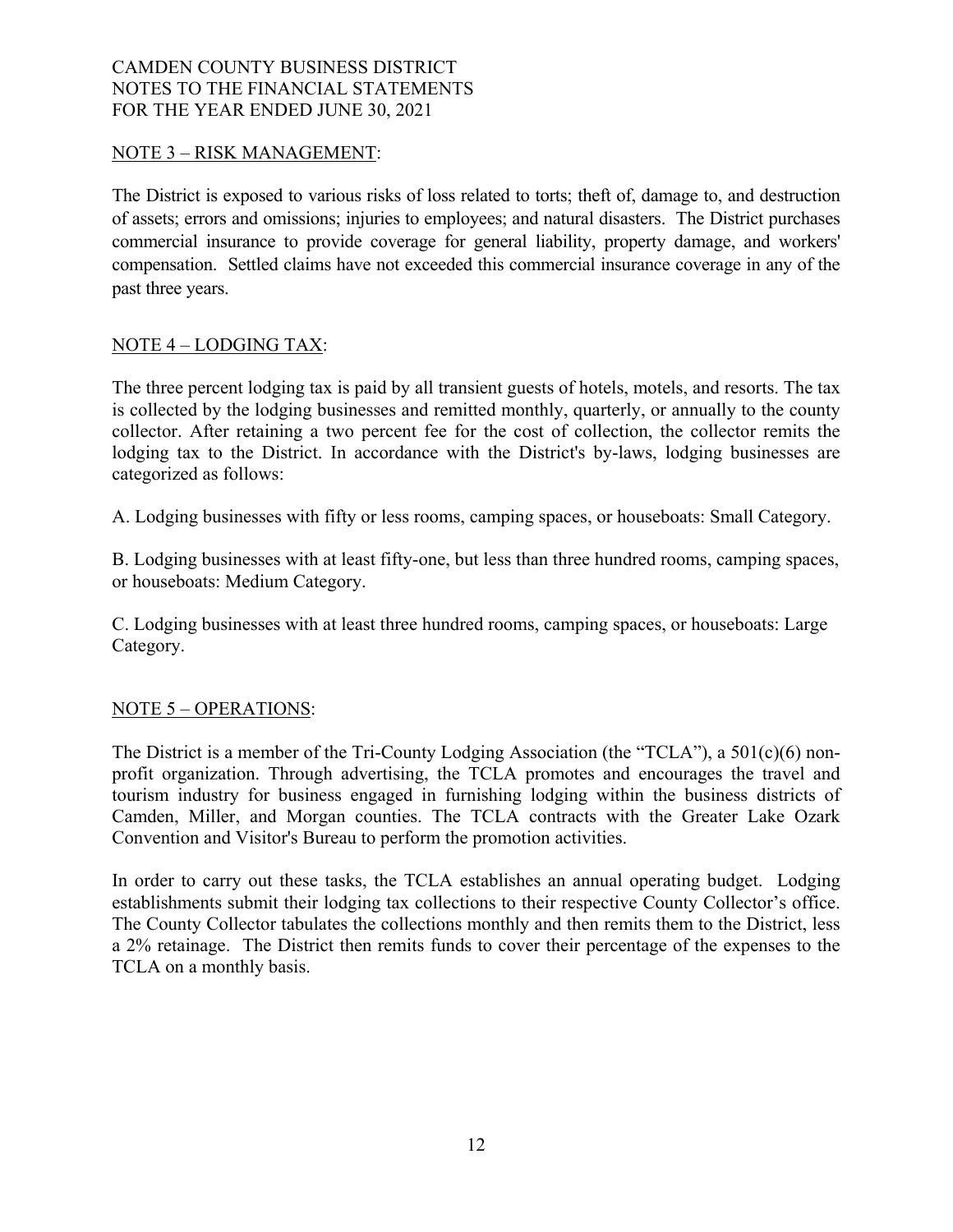CAMDEN COUNTY BUSINESS DISTRICT
NOTES TO THE FINANCIAL STATEMENTS
FOR THE YEAR ENDED JUNE 30, 2021

## NOTE 3 – RISK MANAGEMENT:

The District is exposed to various risks of loss related to torts; theft of, damage to, and destruction of assets; errors and omissions; injuries to employees; and natural disasters. The District purchases commercial insurance to provide coverage for general liability, property damage, and workers' compensation. Settled claims have not exceeded this commercial insurance coverage in any of the past three years.

## NOTE 4 – LODGING TAX:

The three percent lodging tax is paid by all transient guests of hotels, motels, and resorts. The tax is collected by the lodging businesses and remitted monthly, quarterly, or annually to the county collector. After retaining a two percent fee for the cost of collection, the collector remits the lodging tax to the District. In accordance with the District's by-laws, lodging businesses are categorized as follows:

A. Lodging businesses with fifty or less rooms, camping spaces, or houseboats: Small Category.

B. Lodging businesses with at least fifty-one, but less than three hundred rooms, camping spaces, or houseboats: Medium Category.

C. Lodging businesses with at least three hundred rooms, camping spaces, or houseboats: Large Category.

## NOTE 5 – OPERATIONS:

The District is a member of the Tri-County Lodging Association (the "TCLA"), a 501(c)(6) non-profit organization. Through advertising, the TCLA promotes and encourages the travel and tourism industry for business engaged in furnishing lodging within the business districts of Camden, Miller, and Morgan counties. The TCLA contracts with the Greater Lake Ozark Convention and Visitor's Bureau to perform the promotion activities.

In order to carry out these tasks, the TCLA establishes an annual operating budget. Lodging establishments submit their lodging tax collections to their respective County Collector's office. The County Collector tabulates the collections monthly and then remits them to the District, less a 2% retainage. The District then remits funds to cover their percentage of the expenses to the TCLA on a monthly basis.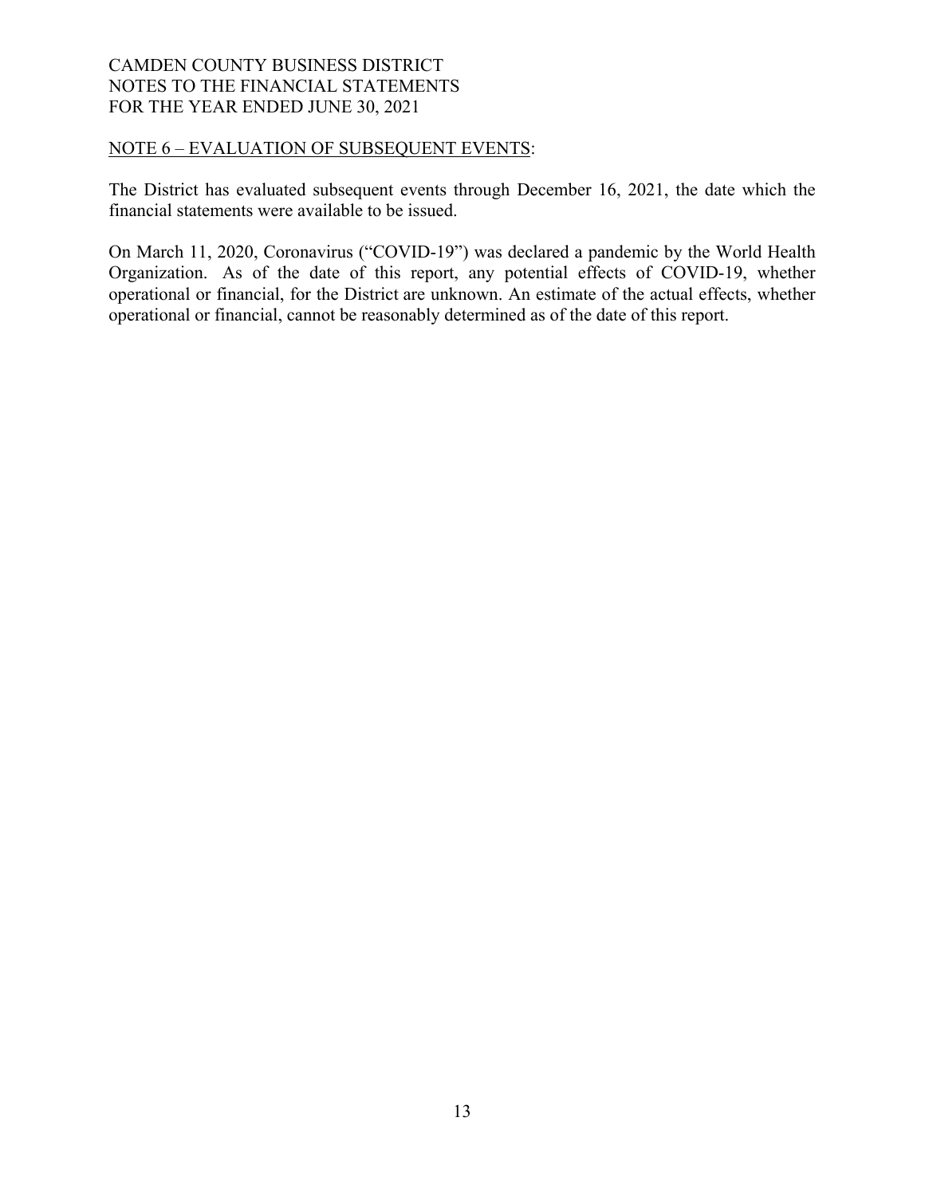## NOTE 6 – EVALUATION OF SUBSEQUENT EVENTS:

The District has evaluated subsequent events through December 16, 2021, the date which the financial statements were available to be issued.

On March 11, 2020, Coronavirus ("COVID-19") was declared a pandemic by the World Health Organization. As of the date of this report, any potential effects of COVID-19, whether operational or financial, for the District are unknown. An estimate of the actual effects, whether operational or financial, cannot be reasonably determined as of the date of this report.